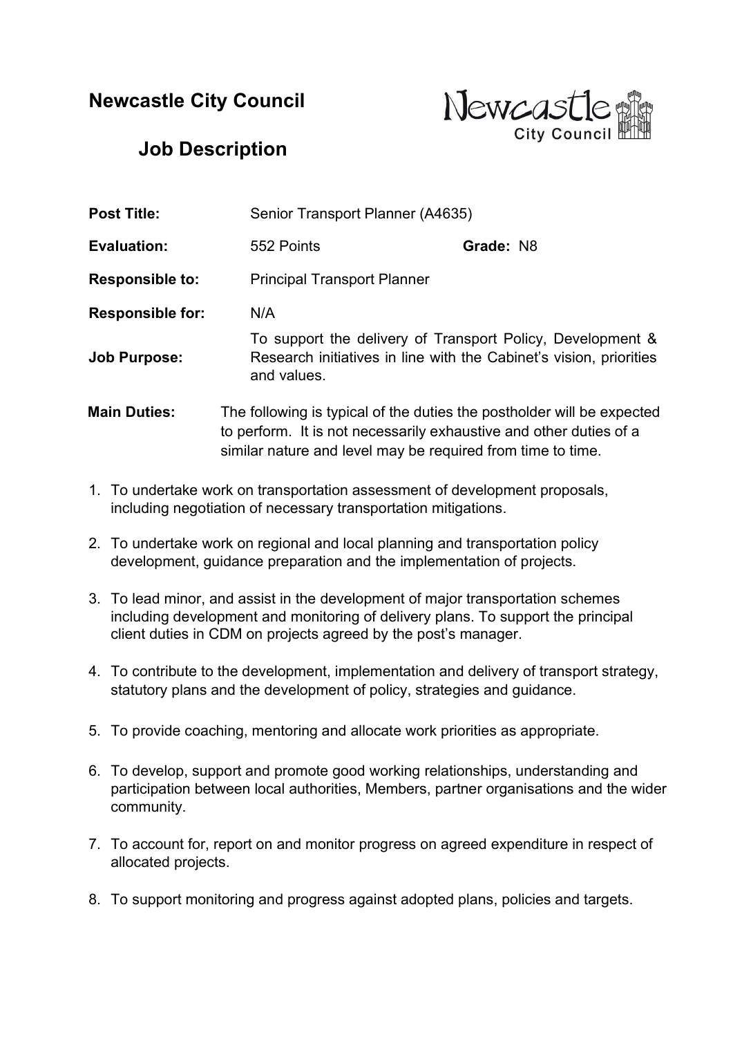# Newcastle City Council

## Job Description

| | | |
|---|---|---|
| **Post Title:** | Senior Transport Planner (A4635) | |
| **Evaluation:** | 552 Points | **Grade:** N8 |
| **Responsible to:** | Principal Transport Planner | |
| **Responsible for:** | N/A | |
| **Job Purpose:** | To support the delivery of Transport Policy, Development & Research initiatives in line with the Cabinet's vision, priorities and values. | |

**Main Duties:** The following is typical of the duties the postholder will be expected to perform. It is not necessarily exhaustive and other duties of a similar nature and level may be required from time to time.

1. To undertake work on transportation assessment of development proposals, including negotiation of necessary transportation mitigations.
2. To undertake work on regional and local planning and transportation policy development, guidance preparation and the implementation of projects.
3. To lead minor, and assist in the development of major transportation schemes including development and monitoring of delivery plans. To support the principal client duties in CDM on projects agreed by the post's manager.
4. To contribute to the development, implementation and delivery of transport strategy, statutory plans and the development of policy, strategies and guidance.
5. To provide coaching, mentoring and allocate work priorities as appropriate.
6. To develop, support and promote good working relationships, understanding and participation between local authorities, Members, partner organisations and the wider community.
7. To account for, report on and monitor progress on agreed expenditure in respect of allocated projects.
8. To support monitoring and progress against adopted plans, policies and targets.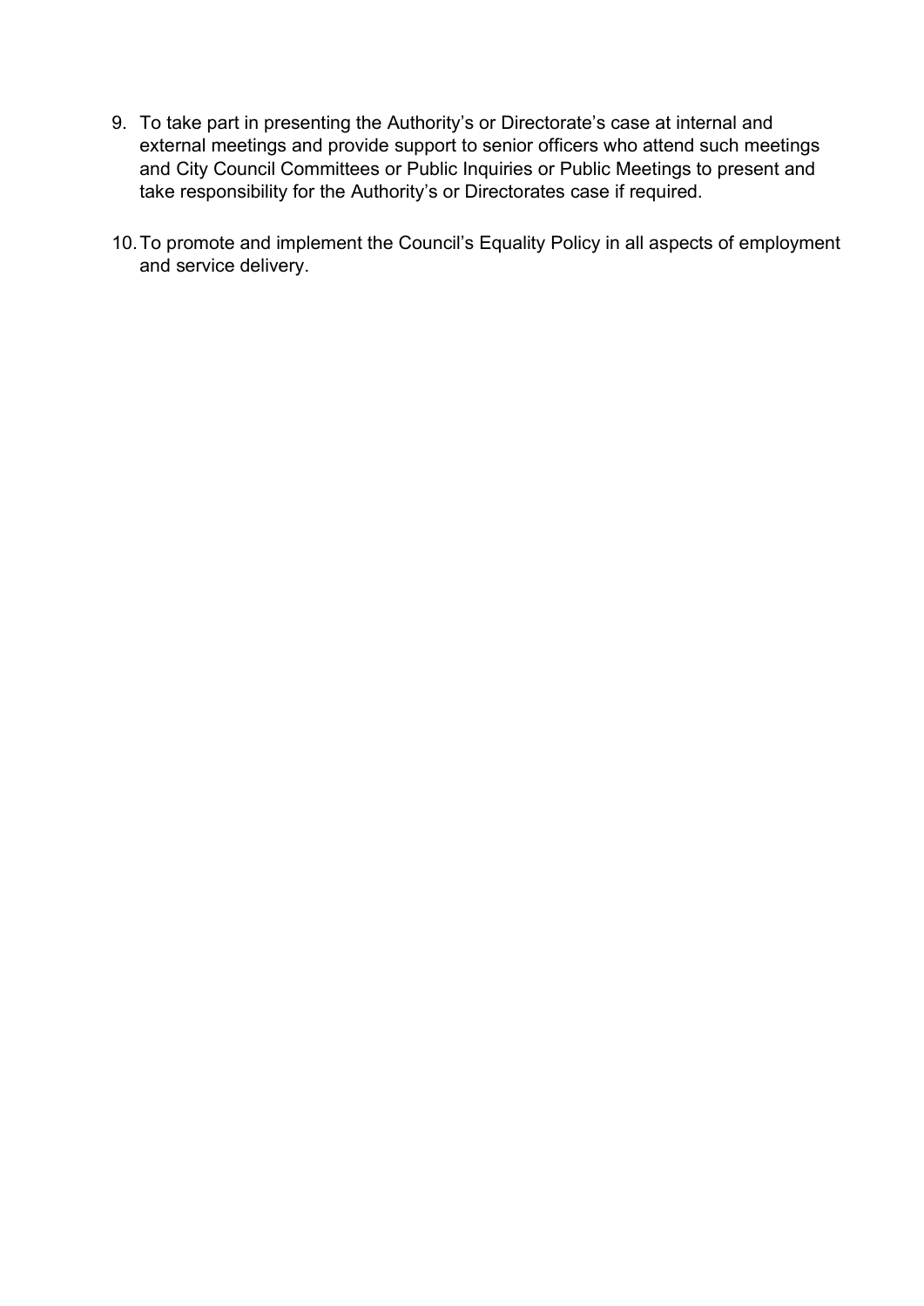9. To take part in presenting the Authority's or Directorate's case at internal and external meetings and provide support to senior officers who attend such meetings and City Council Committees or Public Inquiries or Public Meetings to present and take responsibility for the Authority's or Directorates case if required.

10. To promote and implement the Council's Equality Policy in all aspects of employment and service delivery.